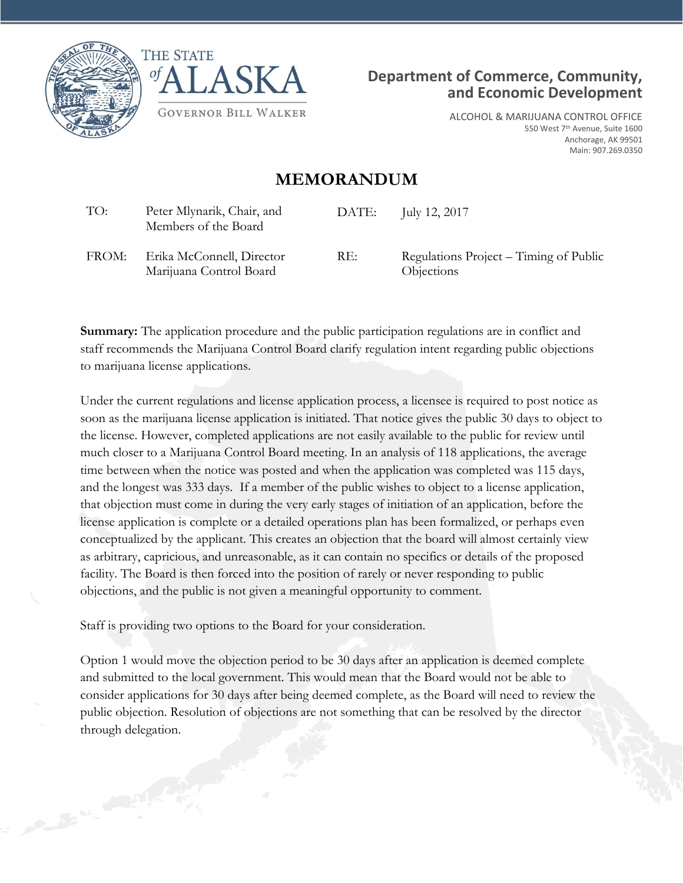THE STATE of ALASKA

GOVERNOR BILL WALKER

**Department of Commerce, Community, and Economic Development**

ALCOHOL & MARIJUANA CONTROL OFFICE
550 West 7th Avenue, Suite 1600
Anchorage, AK 99501
Main: 907.269.0350

# MEMORANDUM

| | | | |
|---|---|---|---|
| TO: | Peter Mlynarik, Chair, and Members of the Board | DATE: | July 12, 2017 |
| FROM: | Erika McConnell, Director Marijuana Control Board | RE: | Regulations Project – Timing of Public Objections |

**Summary:** The application procedure and the public participation regulations are in conflict and staff recommends the Marijuana Control Board clarify regulation intent regarding public objections to marijuana license applications.

Under the current regulations and license application process, a licensee is required to post notice as soon as the marijuana license application is initiated. That notice gives the public 30 days to object to the license. However, completed applications are not easily available to the public for review until much closer to a Marijuana Control Board meeting. In an analysis of 118 applications, the average time between when the notice was posted and when the application was completed was 115 days, and the longest was 333 days. If a member of the public wishes to object to a license application, that objection must come in during the very early stages of initiation of an application, before the license application is complete or a detailed operations plan has been formalized, or perhaps even conceptualized by the applicant. This creates an objection that the board will almost certainly view as arbitrary, capricious, and unreasonable, as it can contain no specifics or details of the proposed facility. The Board is then forced into the position of rarely or never responding to public objections, and the public is not given a meaningful opportunity to comment.

Staff is providing two options to the Board for your consideration.

Option 1 would move the objection period to be 30 days after an application is deemed complete and submitted to the local government. This would mean that the Board would not be able to consider applications for 30 days after being deemed complete, as the Board will need to review the public objection. Resolution of objections are not something that can be resolved by the director through delegation.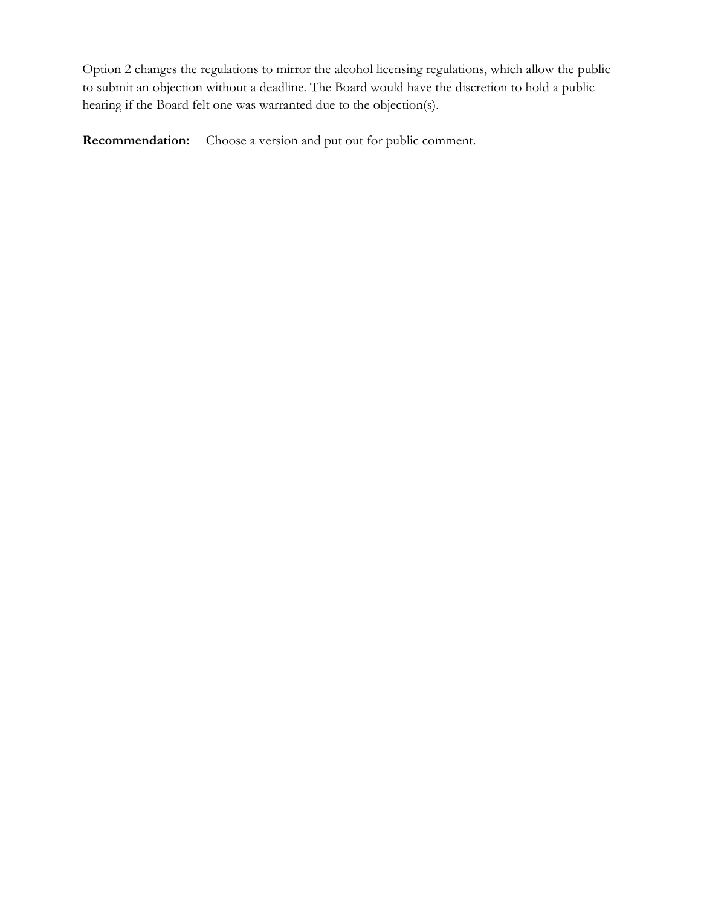Option 2 changes the regulations to mirror the alcohol licensing regulations, which allow the public to submit an objection without a deadline. The Board would have the discretion to hold a public hearing if the Board felt one was warranted due to the objection(s).

**Recommendation:** Choose a version and put out for public comment.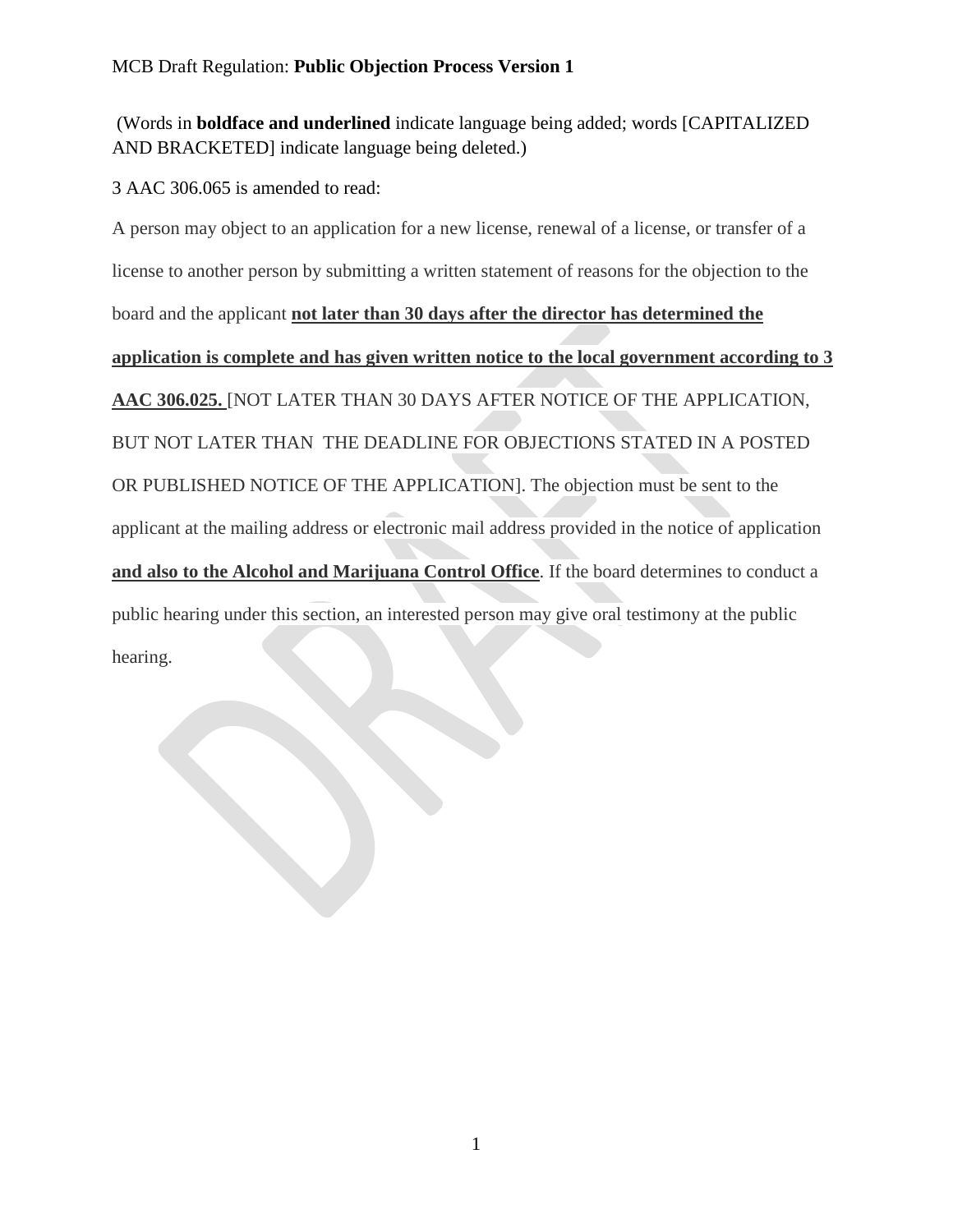MCB Draft Regulation: **Public Objection Process Version 1**

(Words in **boldface and underlined** indicate language being added; words [CAPITALIZED AND BRACKETED] indicate language being deleted.)

3 AAC 306.065 is amended to read:

A person may object to an application for a new license, renewal of a license, or transfer of a license to another person by submitting a written statement of reasons for the objection to the board and the applicant **<u>not later than 30 days after the director has determined the application is complete and has given written notice to the local government according to 3 AAC 306.025.</u>** [NOT LATER THAN 30 DAYS AFTER NOTICE OF THE APPLICATION, BUT NOT LATER THAN THE DEADLINE FOR OBJECTIONS STATED IN A POSTED OR PUBLISHED NOTICE OF THE APPLICATION]. The objection must be sent to the applicant at the mailing address or electronic mail address provided in the notice of application **<u>and also to the Alcohol and Marijuana Control Office</u>**. If the board determines to conduct a public hearing under this section, an interested person may give oral testimony at the public hearing.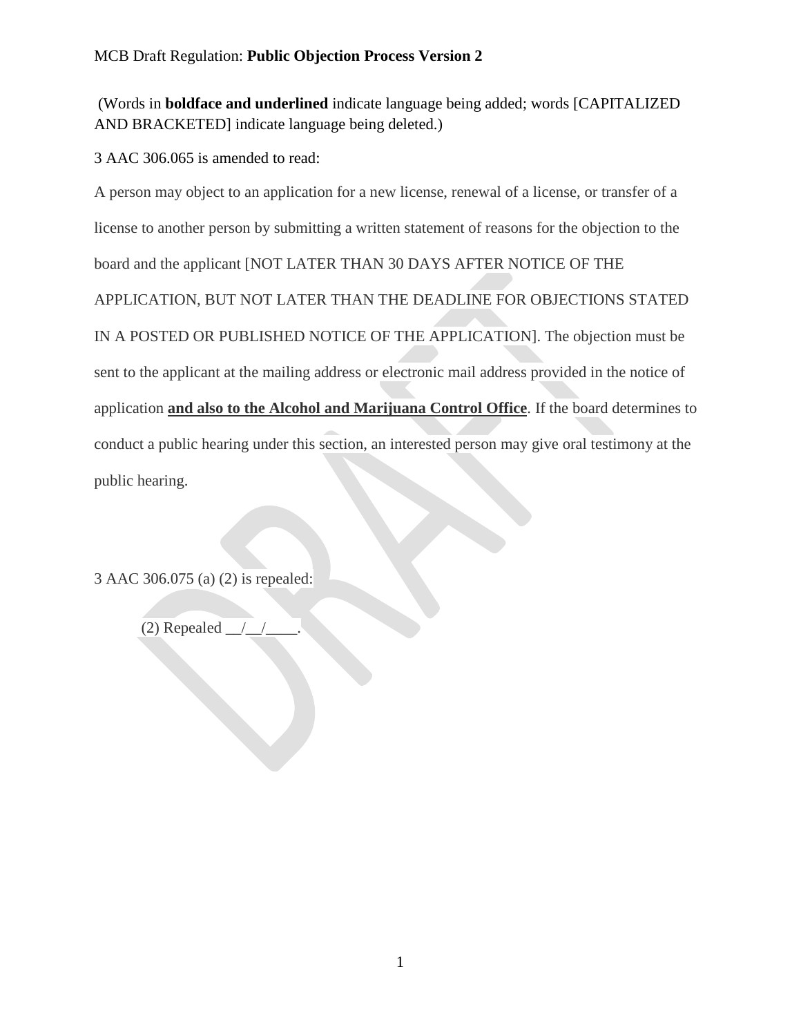MCB Draft Regulation: **Public Objection Process Version 2**

(Words in **boldface and underlined** indicate language being added; words [CAPITALIZED AND BRACKETED] indicate language being deleted.)

3 AAC 306.065 is amended to read:

A person may object to an application for a new license, renewal of a license, or transfer of a license to another person by submitting a written statement of reasons for the objection to the board and the applicant [NOT LATER THAN 30 DAYS AFTER NOTICE OF THE APPLICATION, BUT NOT LATER THAN THE DEADLINE FOR OBJECTIONS STATED IN A POSTED OR PUBLISHED NOTICE OF THE APPLICATION]. The objection must be sent to the applicant at the mailing address or electronic mail address provided in the notice of application **<u>and also to the Alcohol and Marijuana Control Office</u>**. If the board determines to conduct a public hearing under this section, an interested person may give oral testimony at the public hearing.

3 AAC 306.075 (a) (2) is repealed:

(2) Repealed __/__/____.